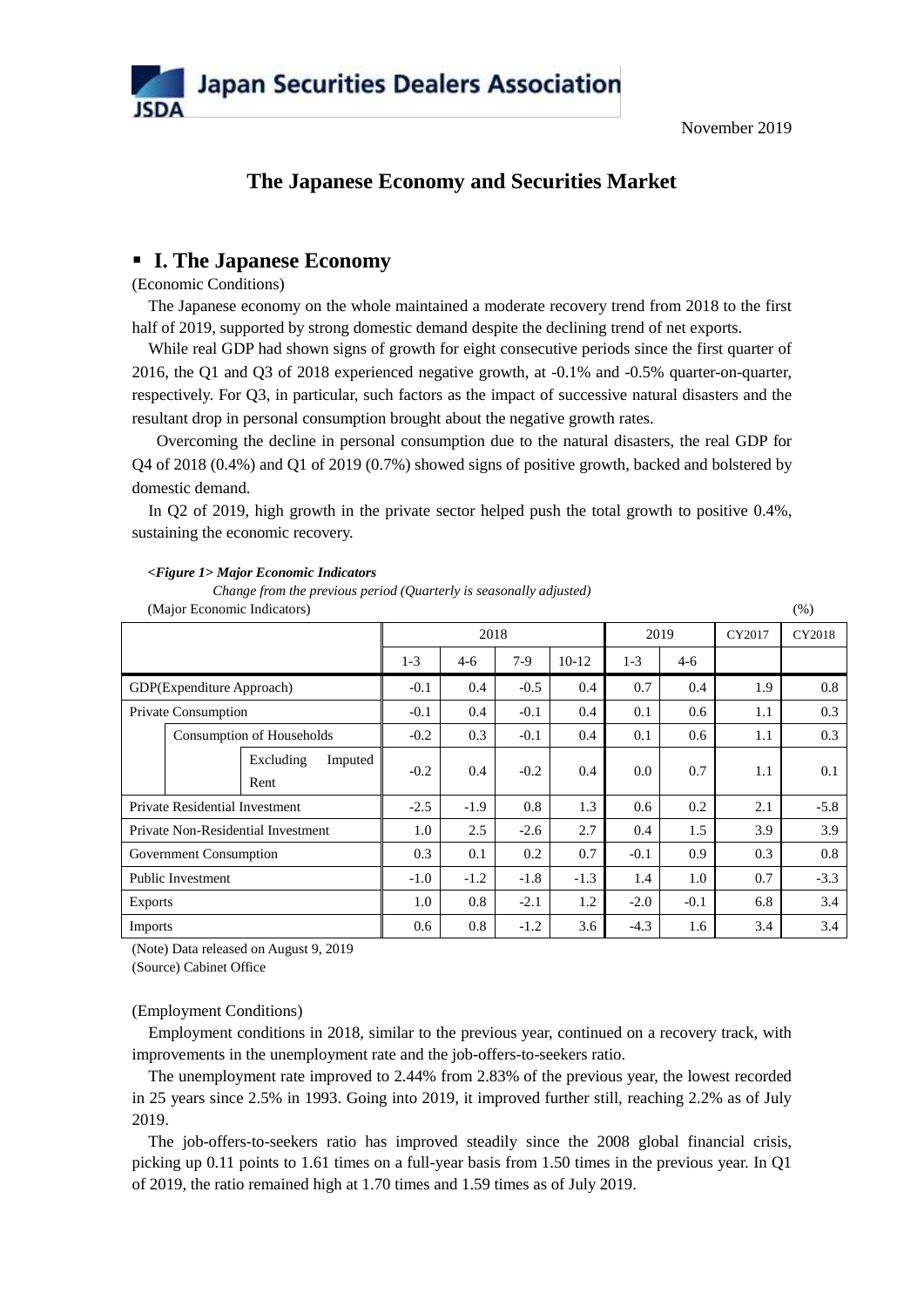Japan Securities Dealers Association
JSDA

November 2019

# The Japanese Economy and Securities Market

## ▪ I. The Japanese Economy

(Economic Conditions)

The Japanese economy on the whole maintained a moderate recovery trend from 2018 to the first half of 2019, supported by strong domestic demand despite the declining trend of net exports.

While real GDP had shown signs of growth for eight consecutive periods since the first quarter of 2016, the Q1 and Q3 of 2018 experienced negative growth, at -0.1% and -0.5% quarter-on-quarter, respectively. For Q3, in particular, such factors as the impact of successive natural disasters and the resultant drop in personal consumption brought about the negative growth rates.

Overcoming the decline in personal consumption due to the natural disasters, the real GDP for Q4 of 2018 (0.4%) and Q1 of 2019 (0.7%) showed signs of positive growth, backed and bolstered by domestic demand.

In Q2 of 2019, high growth in the private sector helped push the total growth to positive 0.4%, sustaining the economic recovery.

***<Figure 1> Major Economic Indicators***

*Change from the previous period (Quarterly is seasonally adjusted)*

(Major Economic Indicators) (%)

| | 2018 | | | | 2019 | | CY2017 | CY2018 |
|---|---|---|---|---|---|---|---|---|
| | 1-3 | 4-6 | 7-9 | 10-12 | 1-3 | 4-6 | | |
| GDP(Expenditure Approach) | -0.1 | 0.4 | -0.5 | 0.4 | 0.7 | 0.4 | 1.9 | 0.8 |
| Private Consumption | -0.1 | 0.4 | -0.1 | 0.4 | 0.1 | 0.6 | 1.1 | 0.3 |
| Consumption of Households | -0.2 | 0.3 | -0.1 | 0.4 | 0.1 | 0.6 | 1.1 | 0.3 |
| Excluding Imputed Rent | -0.2 | 0.4 | -0.2 | 0.4 | 0.0 | 0.7 | 1.1 | 0.1 |
| Private Residential Investment | -2.5 | -1.9 | 0.8 | 1.3 | 0.6 | 0.2 | 2.1 | -5.8 |
| Private Non-Residential Investment | 1.0 | 2.5 | -2.6 | 2.7 | 0.4 | 1.5 | 3.9 | 3.9 |
| Government Consumption | 0.3 | 0.1 | 0.2 | 0.7 | -0.1 | 0.9 | 0.3 | 0.8 |
| Public Investment | -1.0 | -1.2 | -1.8 | -1.3 | 1.4 | 1.0 | 0.7 | -3.3 |
| Exports | 1.0 | 0.8 | -2.1 | 1.2 | -2.0 | -0.1 | 6.8 | 3.4 |
| Imports | 0.6 | 0.8 | -1.2 | 3.6 | -4.3 | 1.6 | 3.4 | 3.4 |

(Note) Data released on August 9, 2019
(Source) Cabinet Office

(Employment Conditions)

Employment conditions in 2018, similar to the previous year, continued on a recovery track, with improvements in the unemployment rate and the job-offers-to-seekers ratio.

The unemployment rate improved to 2.44% from 2.83% of the previous year, the lowest recorded in 25 years since 2.5% in 1993. Going into 2019, it improved further still, reaching 2.2% as of July 2019.

The job-offers-to-seekers ratio has improved steadily since the 2008 global financial crisis, picking up 0.11 points to 1.61 times on a full-year basis from 1.50 times in the previous year. In Q1 of 2019, the ratio remained high at 1.70 times and 1.59 times as of July 2019.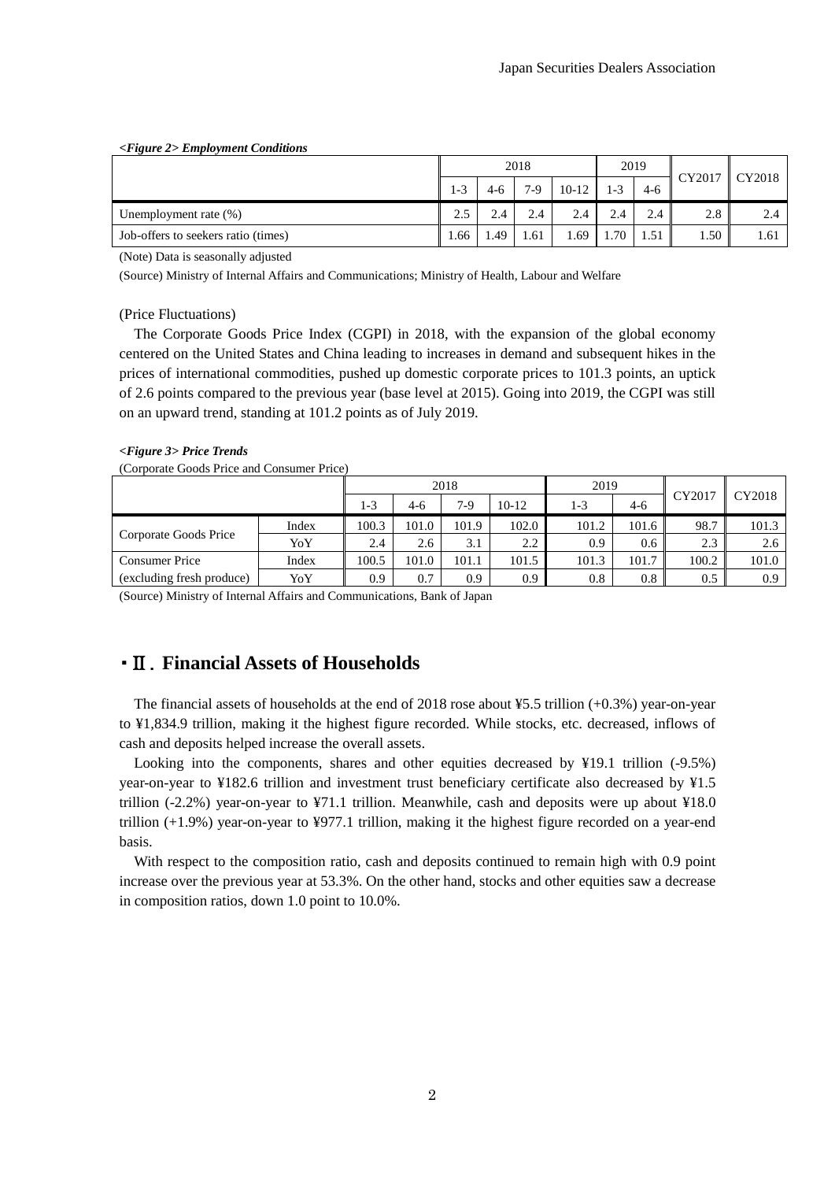***<Figure 2> Employment Conditions***

| | 2018 | | | | 2019 | | CY2017 | CY2018 |
|---|---|---|---|---|---|---|---|---|
| | 1-3 | 4-6 | 7-9 | 10-12 | 1-3 | 4-6 | | |
| Unemployment rate (%) | 2.5 | 2.4 | 2.4 | 2.4 | 2.4 | 2.4 | 2.8 | 2.4 |
| Job-offers to seekers ratio (times) | 1.66 | 1.49 | 1.61 | 1.69 | 1.70 | 1.51 | 1.50 | 1.61 |

(Note) Data is seasonally adjusted

(Source) Ministry of Internal Affairs and Communications; Ministry of Health, Labour and Welfare

(Price Fluctuations)

The Corporate Goods Price Index (CGPI) in 2018, with the expansion of the global economy centered on the United States and China leading to increases in demand and subsequent hikes in the prices of international commodities, pushed up domestic corporate prices to 101.3 points, an uptick of 2.6 points compared to the previous year (base level at 2015). Going into 2019, the CGPI was still on an upward trend, standing at 101.2 points as of July 2019.

***<Figure 3> Price Trends***

(Corporate Goods Price and Consumer Price)

| | | 2018 | | | | 2019 | | CY2017 | CY2018 |
|---|---|---|---|---|---|---|---|---|---|
| | | 1-3 | 4-6 | 7-9 | 10-12 | 1-3 | 4-6 | | |
| Corporate Goods Price | Index | 100.3 | 101.0 | 101.9 | 102.0 | 101.2 | 101.6 | 98.7 | 101.3 |
| | YoY | 2.4 | 2.6 | 3.1 | 2.2 | 0.9 | 0.6 | 2.3 | 2.6 |
| Consumer Price | Index | 100.5 | 101.0 | 101.1 | 101.5 | 101.3 | 101.7 | 100.2 | 101.0 |
| (excluding fresh produce) | YoY | 0.9 | 0.7 | 0.9 | 0.9 | 0.8 | 0.8 | 0.5 | 0.9 |

(Source) Ministry of Internal Affairs and Communications, Bank of Japan

## ・Ⅱ. Financial Assets of Households

The financial assets of households at the end of 2018 rose about ¥5.5 trillion (+0.3%) year-on-year to ¥1,834.9 trillion, making it the highest figure recorded. While stocks, etc. decreased, inflows of cash and deposits helped increase the overall assets.

Looking into the components, shares and other equities decreased by ¥19.1 trillion (-9.5%) year-on-year to ¥182.6 trillion and investment trust beneficiary certificate also decreased by ¥1.5 trillion (-2.2%) year-on-year to ¥71.1 trillion. Meanwhile, cash and deposits were up about ¥18.0 trillion (+1.9%) year-on-year to ¥977.1 trillion, making it the highest figure recorded on a year-end basis.

With respect to the composition ratio, cash and deposits continued to remain high with 0.9 point increase over the previous year at 53.3%. On the other hand, stocks and other equities saw a decrease in composition ratios, down 1.0 point to 10.0%.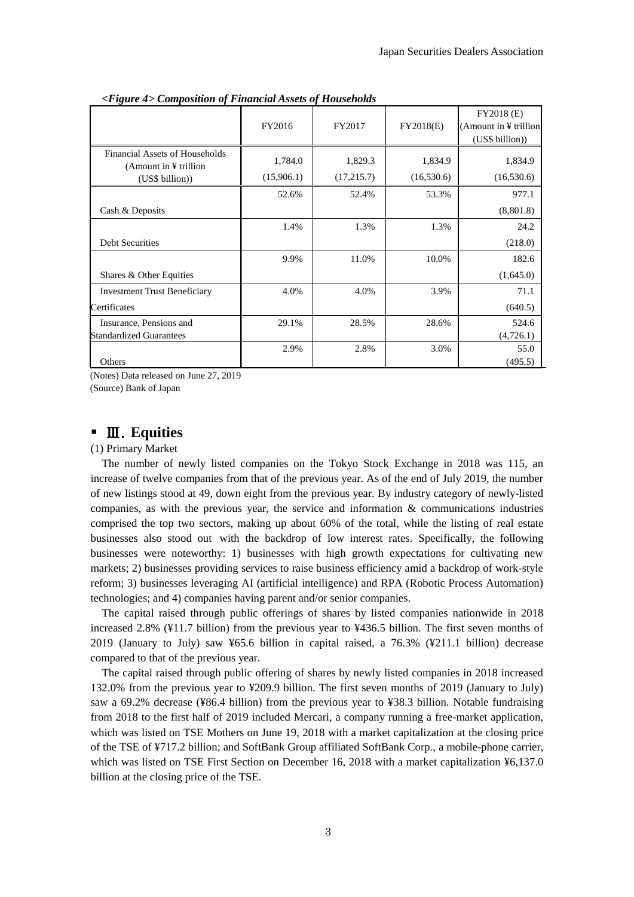*<Figure 4> Composition of Financial Assets of Households*

| | FY2016 | FY2017 | FY2018(E) | FY2018 (E) (Amount in ¥ trillion (US$ billion)) |
|---|---|---|---|---|
| Financial Assets of Households (Amount in ¥ trillion (US$ billion)) | 1,784.0 (15,906.1) | 1,829.3 (17,215.7) | 1,834.9 (16,530.6) | 1,834.9 (16,530.6) |
| Cash & Deposits | 52.6% | 52.4% | 53.3% | 977.1 (8,801.8) |
| Debt Securities | 1.4% | 1.3% | 1.3% | 24.2 (218.0) |
| Shares & Other Equities | 9.9% | 11.0% | 10.0% | 182.6 (1,645.0) |
| Investment Trust Beneficiary Certificates | 4.0% | 4.0% | 3.9% | 71.1 (640.5) |
| Insurance, Pensions and Standardized Guarantees | 29.1% | 28.5% | 28.6% | 524.6 (4,726.1) |
| Others | 2.9% | 2.8% | 3.0% | 55.0 (495.5) |

(Notes) Data released on June 27, 2019
(Source) Bank of Japan

## Ⅲ. Equities

(1) Primary Market

The number of newly listed companies on the Tokyo Stock Exchange in 2018 was 115, an increase of twelve companies from that of the previous year. As of the end of July 2019, the number of new listings stood at 49, down eight from the previous year. By industry category of newly-listed companies, as with the previous year, the service and information & communications industries comprised the top two sectors, making up about 60% of the total, while the listing of real estate businesses also stood out with the backdrop of low interest rates. Specifically, the following businesses were noteworthy: 1) businesses with high growth expectations for cultivating new markets; 2) businesses providing services to raise business efficiency amid a backdrop of work-style reform; 3) businesses leveraging AI (artificial intelligence) and RPA (Robotic Process Automation) technologies; and 4) companies having parent and/or senior companies.

The capital raised through public offerings of shares by listed companies nationwide in 2018 increased 2.8% (¥11.7 billion) from the previous year to ¥436.5 billion. The first seven months of 2019 (January to July) saw ¥65.6 billion in capital raised, a 76.3% (¥211.1 billion) decrease compared to that of the previous year.

The capital raised through public offering of shares by newly listed companies in 2018 increased 132.0% from the previous year to ¥209.9 billion. The first seven months of 2019 (January to July) saw a 69.2% decrease (¥86.4 billion) from the previous year to ¥38.3 billion. Notable fundraising from 2018 to the first half of 2019 included Mercari, a company running a free-market application, which was listed on TSE Mothers on June 19, 2018 with a market capitalization at the closing price of the TSE of ¥717.2 billion; and SoftBank Group affiliated SoftBank Corp., a mobile-phone carrier, which was listed on TSE First Section on December 16, 2018 with a market capitalization ¥6,137.0 billion at the closing price of the TSE.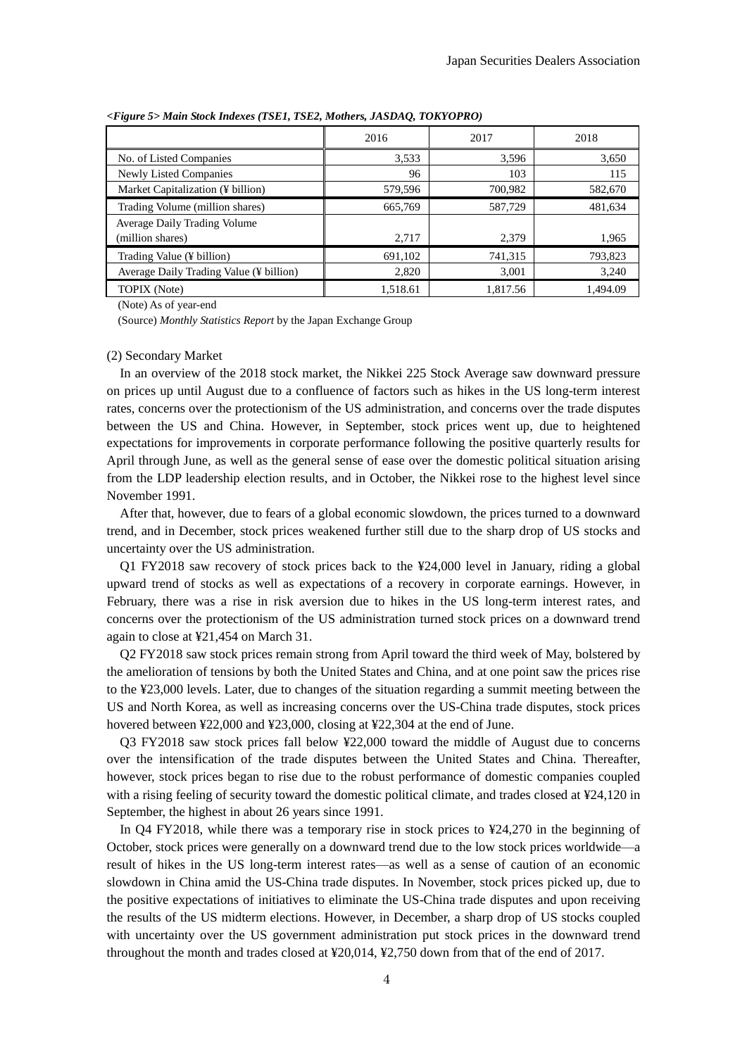*<Figure 5> Main Stock Indexes (TSE1, TSE2, Mothers, JASDAQ, TOKYOPRO)*

| | 2016 | 2017 | 2018 |
|---|---|---|---|
| No. of Listed Companies | 3,533 | 3,596 | 3,650 |
| Newly Listed Companies | 96 | 103 | 115 |
| Market Capitalization (¥ billion) | 579,596 | 700,982 | 582,670 |
| Trading Volume (million shares) | 665,769 | 587,729 | 481,634 |
| Average Daily Trading Volume (million shares) | 2,717 | 2,379 | 1,965 |
| Trading Value (¥ billion) | 691,102 | 741,315 | 793,823 |
| Average Daily Trading Value (¥ billion) | 2,820 | 3,001 | 3,240 |
| TOPIX (Note) | 1,518.61 | 1,817.56 | 1,494.09 |

(Note) As of year-end

(Source) *Monthly Statistics Report* by the Japan Exchange Group

(2) Secondary Market

In an overview of the 2018 stock market, the Nikkei 225 Stock Average saw downward pressure on prices up until August due to a confluence of factors such as hikes in the US long-term interest rates, concerns over the protectionism of the US administration, and concerns over the trade disputes between the US and China. However, in September, stock prices went up, due to heightened expectations for improvements in corporate performance following the positive quarterly results for April through June, as well as the general sense of ease over the domestic political situation arising from the LDP leadership election results, and in October, the Nikkei rose to the highest level since November 1991.

After that, however, due to fears of a global economic slowdown, the prices turned to a downward trend, and in December, stock prices weakened further still due to the sharp drop of US stocks and uncertainty over the US administration.

Q1 FY2018 saw recovery of stock prices back to the ¥24,000 level in January, riding a global upward trend of stocks as well as expectations of a recovery in corporate earnings. However, in February, there was a rise in risk aversion due to hikes in the US long-term interest rates, and concerns over the protectionism of the US administration turned stock prices on a downward trend again to close at ¥21,454 on March 31.

Q2 FY2018 saw stock prices remain strong from April toward the third week of May, bolstered by the amelioration of tensions by both the United States and China, and at one point saw the prices rise to the ¥23,000 levels. Later, due to changes of the situation regarding a summit meeting between the US and North Korea, as well as increasing concerns over the US-China trade disputes, stock prices hovered between ¥22,000 and ¥23,000, closing at ¥22,304 at the end of June.

Q3 FY2018 saw stock prices fall below ¥22,000 toward the middle of August due to concerns over the intensification of the trade disputes between the United States and China. Thereafter, however, stock prices began to rise due to the robust performance of domestic companies coupled with a rising feeling of security toward the domestic political climate, and trades closed at ¥24,120 in September, the highest in about 26 years since 1991.

In Q4 FY2018, while there was a temporary rise in stock prices to ¥24,270 in the beginning of October, stock prices were generally on a downward trend due to the low stock prices worldwide—a result of hikes in the US long-term interest rates—as well as a sense of caution of an economic slowdown in China amid the US-China trade disputes. In November, stock prices picked up, due to the positive expectations of initiatives to eliminate the US-China trade disputes and upon receiving the results of the US midterm elections. However, in December, a sharp drop of US stocks coupled with uncertainty over the US government administration put stock prices in the downward trend throughout the month and trades closed at ¥20,014, ¥2,750 down from that of the end of 2017.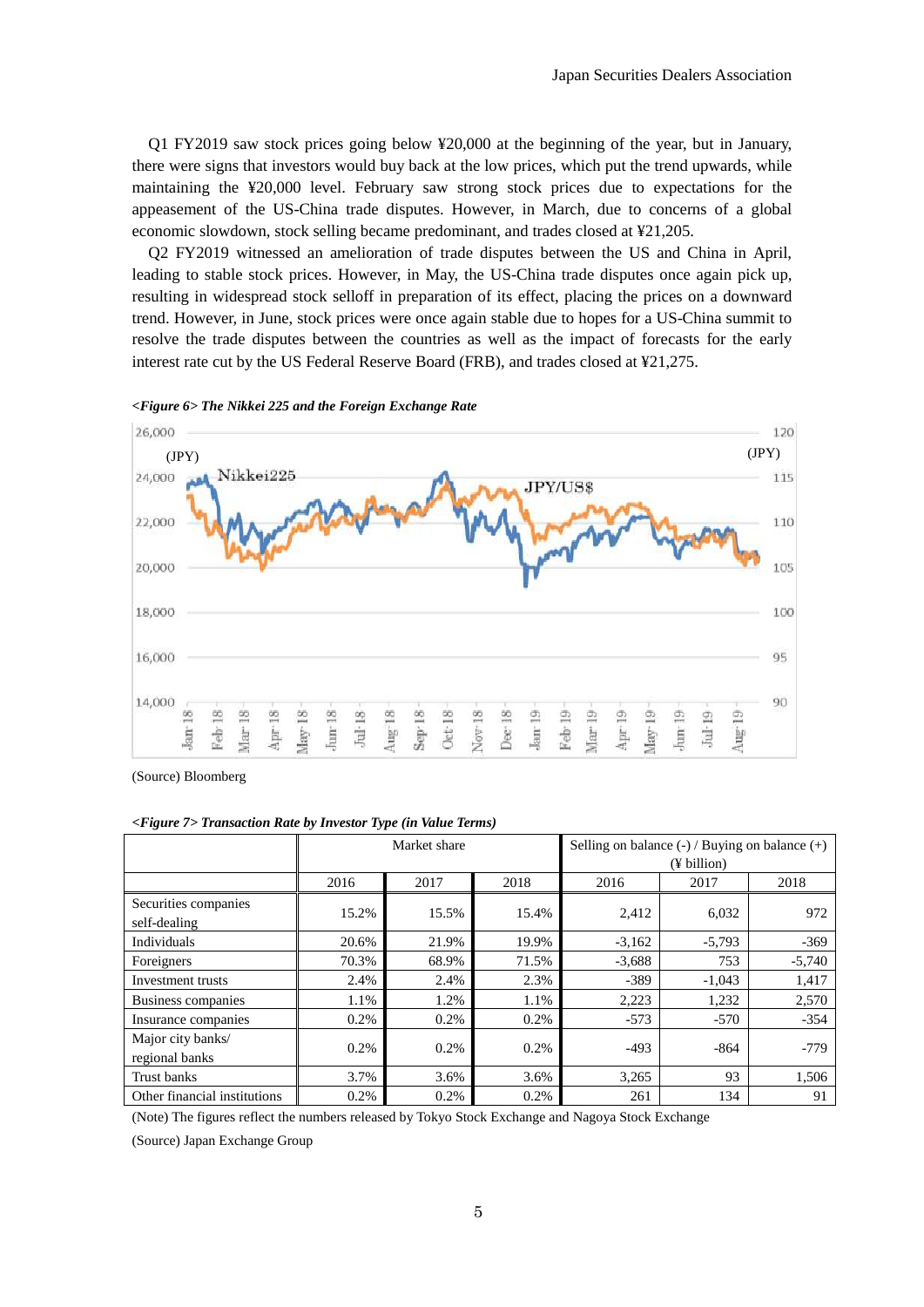Q1 FY2019 saw stock prices going below ¥20,000 at the beginning of the year, but in January, there were signs that investors would buy back at the low prices, which put the trend upwards, while maintaining the ¥20,000 level. February saw strong stock prices due to expectations for the appeasement of the US-China trade disputes. However, in March, due to concerns of a global economic slowdown, stock selling became predominant, and trades closed at ¥21,205.

Q2 FY2019 witnessed an amelioration of trade disputes between the US and China in April, leading to stable stock prices. However, in May, the US-China trade disputes once again pick up, resulting in widespread stock selloff in preparation of its effect, placing the prices on a downward trend. However, in June, stock prices were once again stable due to hopes for a US-China summit to resolve the trade disputes between the countries as well as the impact of forecasts for the early interest rate cut by the US Federal Reserve Board (FRB), and trades closed at ¥21,275.

***<Figure 6> The Nikkei 225 and the Foreign Exchange Rate***

(Source) Bloomberg

***<Figure 7> Transaction Rate by Investor Type (in Value Terms)***

| | Market share | | | Selling on balance (-) / Buying on balance (+) (¥ billion) | | |
|---|---|---|---|---|---|---|
| | 2016 | 2017 | 2018 | 2016 | 2017 | 2018 |
| Securities companies self-dealing | 15.2% | 15.5% | 15.4% | 2,412 | 6,032 | 972 |
| Individuals | 20.6% | 21.9% | 19.9% | -3,162 | -5,793 | -369 |
| Foreigners | 70.3% | 68.9% | 71.5% | -3,688 | 753 | -5,740 |
| Investment trusts | 2.4% | 2.4% | 2.3% | -389 | -1,043 | 1,417 |
| Business companies | 1.1% | 1.2% | 1.1% | 2,223 | 1,232 | 2,570 |
| Insurance companies | 0.2% | 0.2% | 0.2% | -573 | -570 | -354 |
| Major city banks/ regional banks | 0.2% | 0.2% | 0.2% | -493 | -864 | -779 |
| Trust banks | 3.7% | 3.6% | 3.6% | 3,265 | 93 | 1,506 |
| Other financial institutions | 0.2% | 0.2% | 0.2% | 261 | 134 | 91 |

(Note) The figures reflect the numbers released by Tokyo Stock Exchange and Nagoya Stock Exchange

(Source) Japan Exchange Group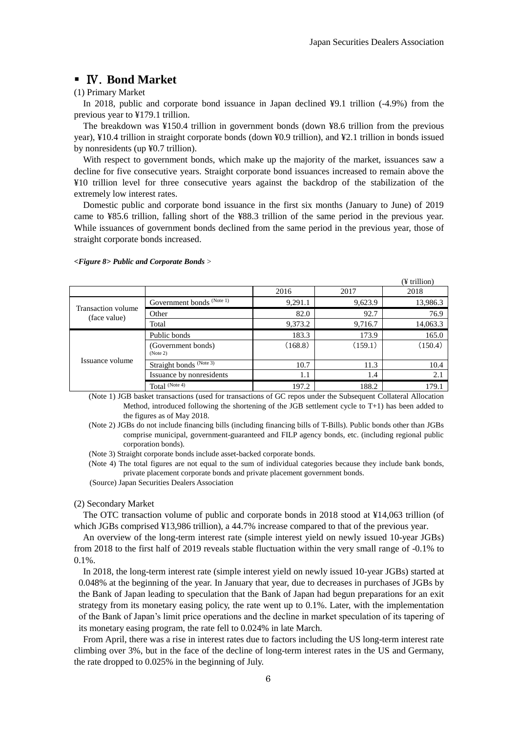## ▪ Ⅳ. Bond Market

(1) Primary Market

In 2018, public and corporate bond issuance in Japan declined ¥9.1 trillion (-4.9%) from the previous year to ¥179.1 trillion.

The breakdown was ¥150.4 trillion in government bonds (down ¥8.6 trillion from the previous year), ¥10.4 trillion in straight corporate bonds (down ¥0.9 trillion), and ¥2.1 trillion in bonds issued by nonresidents (up ¥0.7 trillion).

With respect to government bonds, which make up the majority of the market, issuances saw a decline for five consecutive years. Straight corporate bond issuances increased to remain above the ¥10 trillion level for three consecutive years against the backdrop of the stabilization of the extremely low interest rates.

Domestic public and corporate bond issuance in the first six months (January to June) of 2019 came to ¥85.6 trillion, falling short of the ¥88.3 trillion of the same period in the previous year. While issuances of government bonds declined from the same period in the previous year, those of straight corporate bonds increased.

***<Figure 8> Public and Corporate Bonds*** >

(¥ trillion)

| | | 2016 | 2017 | 2018 |
|---|---|---|---|---|
| Transaction volume (face value) | Government bonds (Note 1) | 9,291.1 | 9,623.9 | 13,986.3 |
| | Other | 82.0 | 92.7 | 76.9 |
| | Total | 9,373.2 | 9,716.7 | 14,063.3 |
| Issuance volume | Public bonds | 183.3 | 173.9 | 165.0 |
| | (Government bonds) (Note 2) | (168.8) | (159.1) | (150.4) |
| | Straight bonds (Note 3) | 10.7 | 11.3 | 10.4 |
| | Issuance by nonresidents | 1.1 | 1.4 | 2.1 |
| | Total (Note 4) | 197.2 | 188.2 | 179.1 |

(Note 1) JGB basket transactions (used for transactions of GC repos under the Subsequent Collateral Allocation Method, introduced following the shortening of the JGB settlement cycle to T+1) has been added to the figures as of May 2018.

(Note 2) JGBs do not include financing bills (including financing bills of T-Bills). Public bonds other than JGBs comprise municipal, government-guaranteed and FILP agency bonds, etc. (including regional public corporation bonds).

(Note 3) Straight corporate bonds include asset-backed corporate bonds.

(Note 4) The total figures are not equal to the sum of individual categories because they include bank bonds, private placement corporate bonds and private placement government bonds.

(Source) Japan Securities Dealers Association

(2) Secondary Market

The OTC transaction volume of public and corporate bonds in 2018 stood at ¥14,063 trillion (of which JGBs comprised ¥13,986 trillion), a 44.7% increase compared to that of the previous year.

An overview of the long-term interest rate (simple interest yield on newly issued 10-year JGBs) from 2018 to the first half of 2019 reveals stable fluctuation within the very small range of -0.1% to 0.1%.

In 2018, the long-term interest rate (simple interest yield on newly issued 10-year JGBs) started at 0.048% at the beginning of the year. In January that year, due to decreases in purchases of JGBs by the Bank of Japan leading to speculation that the Bank of Japan had begun preparations for an exit strategy from its monetary easing policy, the rate went up to 0.1%. Later, with the implementation of the Bank of Japan's limit price operations and the decline in market speculation of its tapering of its monetary easing program, the rate fell to 0.024% in late March.

From April, there was a rise in interest rates due to factors including the US long-term interest rate climbing over 3%, but in the face of the decline of long-term interest rates in the US and Germany, the rate dropped to 0.025% in the beginning of July.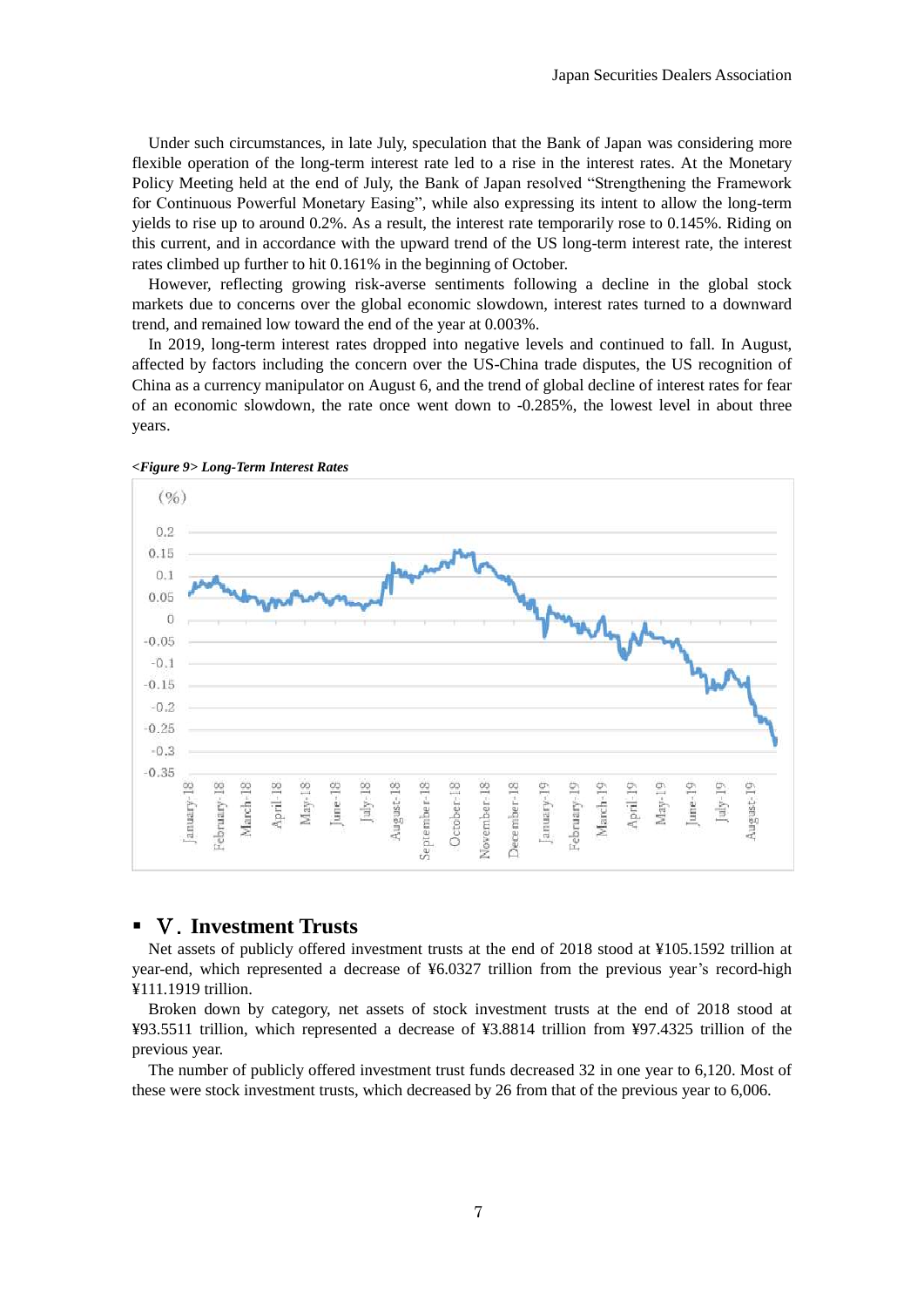Under such circumstances, in late July, speculation that the Bank of Japan was considering more flexible operation of the long-term interest rate led to a rise in the interest rates. At the Monetary Policy Meeting held at the end of July, the Bank of Japan resolved "Strengthening the Framework for Continuous Powerful Monetary Easing", while also expressing its intent to allow the long-term yields to rise up to around 0.2%. As a result, the interest rate temporarily rose to 0.145%. Riding on this current, and in accordance with the upward trend of the US long-term interest rate, the interest rates climbed up further to hit 0.161% in the beginning of October.

However, reflecting growing risk-averse sentiments following a decline in the global stock markets due to concerns over the global economic slowdown, interest rates turned to a downward trend, and remained low toward the end of the year at 0.003%.

In 2019, long-term interest rates dropped into negative levels and continued to fall. In August, affected by factors including the concern over the US-China trade disputes, the US recognition of China as a currency manipulator on August 6, and the trend of global decline of interest rates for fear of an economic slowdown, the rate once went down to -0.285%, the lowest level in about three years.

***<Figure 9> Long-Term Interest Rates***

## ▪ Ⅴ. Investment Trusts

Net assets of publicly offered investment trusts at the end of 2018 stood at ¥105.1592 trillion at year-end, which represented a decrease of ¥6.0327 trillion from the previous year's record-high ¥111.1919 trillion.

Broken down by category, net assets of stock investment trusts at the end of 2018 stood at ¥93.5511 trillion, which represented a decrease of ¥3.8814 trillion from ¥97.4325 trillion of the previous year.

The number of publicly offered investment trust funds decreased 32 in one year to 6,120. Most of these were stock investment trusts, which decreased by 26 from that of the previous year to 6,006.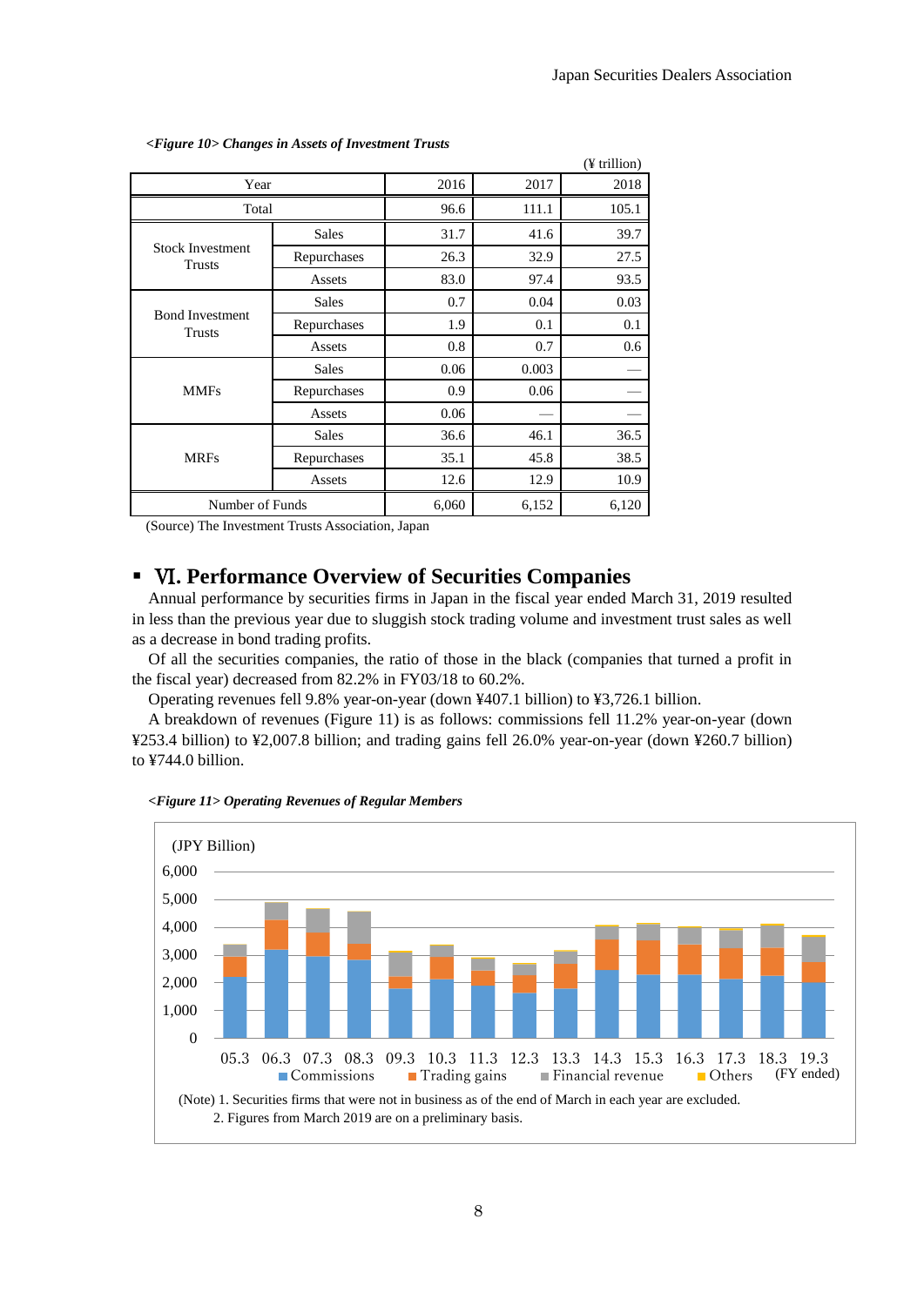*<Figure 10> Changes in Assets of Investment Trusts*

(¥ trillion)

| Year | | 2016 | 2017 | 2018 |
|---|---|---|---|---|
| Total | | 96.6 | 111.1 | 105.1 |
| Stock Investment Trusts | Sales | 31.7 | 41.6 | 39.7 |
| | Repurchases | 26.3 | 32.9 | 27.5 |
| | Assets | 83.0 | 97.4 | 93.5 |
| Bond Investment Trusts | Sales | 0.7 | 0.04 | 0.03 |
| | Repurchases | 1.9 | 0.1 | 0.1 |
| | Assets | 0.8 | 0.7 | 0.6 |
| MMFs | Sales | 0.06 | 0.003 | — |
| | Repurchases | 0.9 | 0.06 | — |
| | Assets | 0.06 | — | — |
| MRFs | Sales | 36.6 | 46.1 | 36.5 |
| | Repurchases | 35.1 | 45.8 | 38.5 |
| | Assets | 12.6 | 12.9 | 10.9 |
| Number of Funds | | 6,060 | 6,152 | 6,120 |

(Source) The Investment Trusts Association, Japan

## ▪ Ⅵ. Performance Overview of Securities Companies

Annual performance by securities firms in Japan in the fiscal year ended March 31, 2019 resulted in less than the previous year due to sluggish stock trading volume and investment trust sales as well as a decrease in bond trading profits.

Of all the securities companies, the ratio of those in the black (companies that turned a profit in the fiscal year) decreased from 82.2% in FY03/18 to 60.2%.

Operating revenues fell 9.8% year-on-year (down ¥407.1 billion) to ¥3,726.1 billion.

A breakdown of revenues (Figure 11) is as follows: commissions fell 11.2% year-on-year (down ¥253.4 billion) to ¥2,007.8 billion; and trading gains fell 26.0% year-on-year (down ¥260.7 billion) to ¥744.0 billion.

*<Figure 11> Operating Revenues of Regular Members*

(JPY Billion)

Legend: Commissions, Trading gains, Financial revenue, Others

FY ended: 05.3, 06.3, 07.3, 08.3, 09.3, 10.3, 11.3, 12.3, 13.3, 14.3, 15.3, 16.3, 17.3, 18.3, 19.3

(Note) 1. Securities firms that were not in business as of the end of March in each year are excluded.
2. Figures from March 2019 are on a preliminary basis.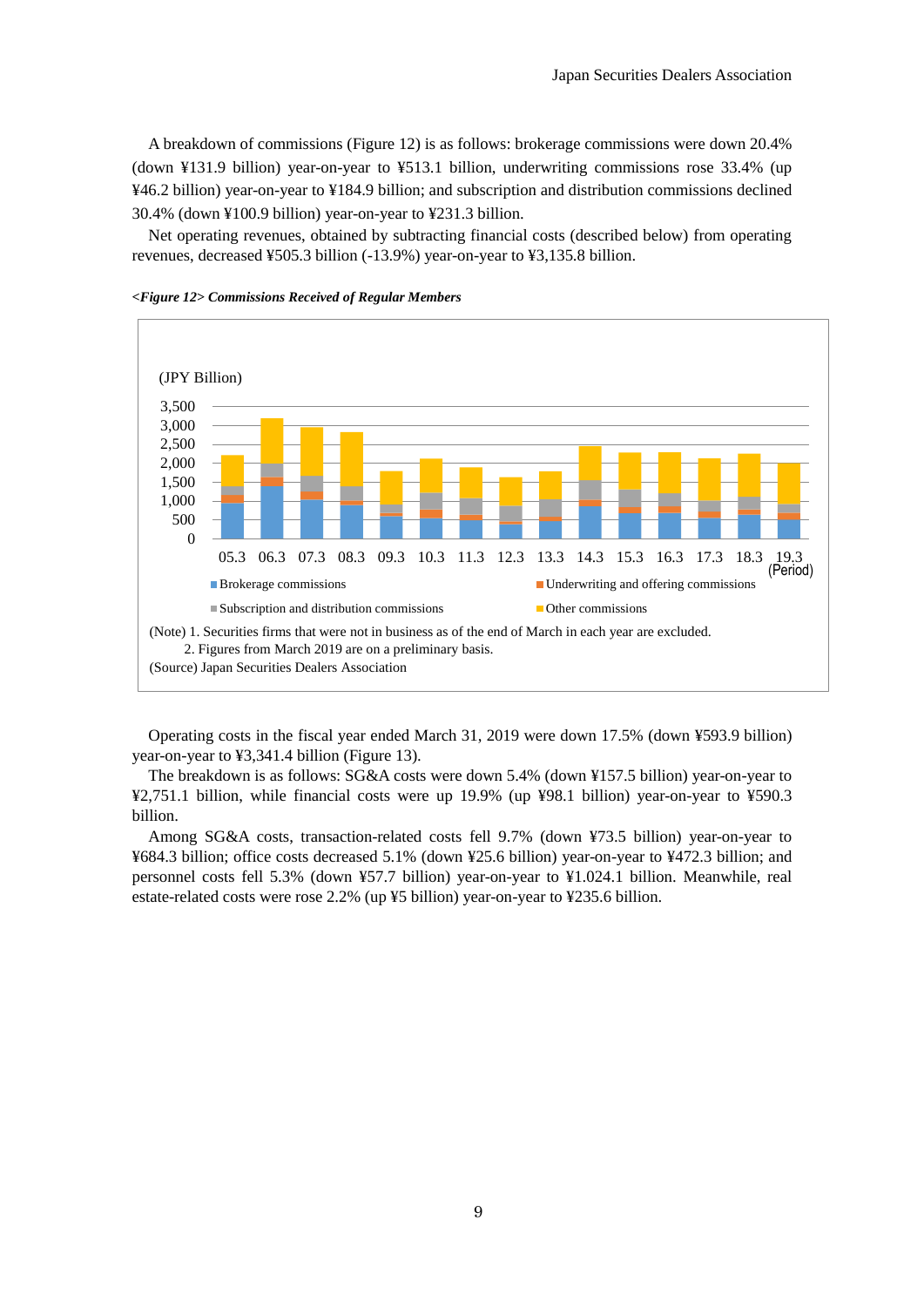A breakdown of commissions (Figure 12) is as follows: brokerage commissions were down 20.4% (down ¥131.9 billion) year-on-year to ¥513.1 billion, underwriting commissions rose 33.4% (up ¥46.2 billion) year-on-year to ¥184.9 billion; and subscription and distribution commissions declined 30.4% (down ¥100.9 billion) year-on-year to ¥231.3 billion.

Net operating revenues, obtained by subtracting financial costs (described below) from operating revenues, decreased ¥505.3 billion (-13.9%) year-on-year to ¥3,135.8 billion.

***<Figure 12> Commissions Received of Regular Members***

(JPY Billion)

3,500
3,000
2,500
2,000
1,500
1,000
500
0

05.3 06.3 07.3 08.3 09.3 10.3 11.3 12.3 13.3 14.3 15.3 16.3 17.3 18.3 19.3 (Period)

■ Brokerage commissions ■ Underwriting and offering commissions ■ Subscription and distribution commissions ■ Other commissions

(Note) 1. Securities firms that were not in business as of the end of March in each year are excluded.
2. Figures from March 2019 are on a preliminary basis.

(Source) Japan Securities Dealers Association

Operating costs in the fiscal year ended March 31, 2019 were down 17.5% (down ¥593.9 billion) year-on-year to ¥3,341.4 billion (Figure 13).

The breakdown is as follows: SG&A costs were down 5.4% (down ¥157.5 billion) year-on-year to ¥2,751.1 billion, while financial costs were up 19.9% (up ¥98.1 billion) year-on-year to ¥590.3 billion.

Among SG&A costs, transaction-related costs fell 9.7% (down ¥73.5 billion) year-on-year to ¥684.3 billion; office costs decreased 5.1% (down ¥25.6 billion) year-on-year to ¥472.3 billion; and personnel costs fell 5.3% (down ¥57.7 billion) year-on-year to ¥1.024.1 billion. Meanwhile, real estate-related costs were rose 2.2% (up ¥5 billion) year-on-year to ¥235.6 billion.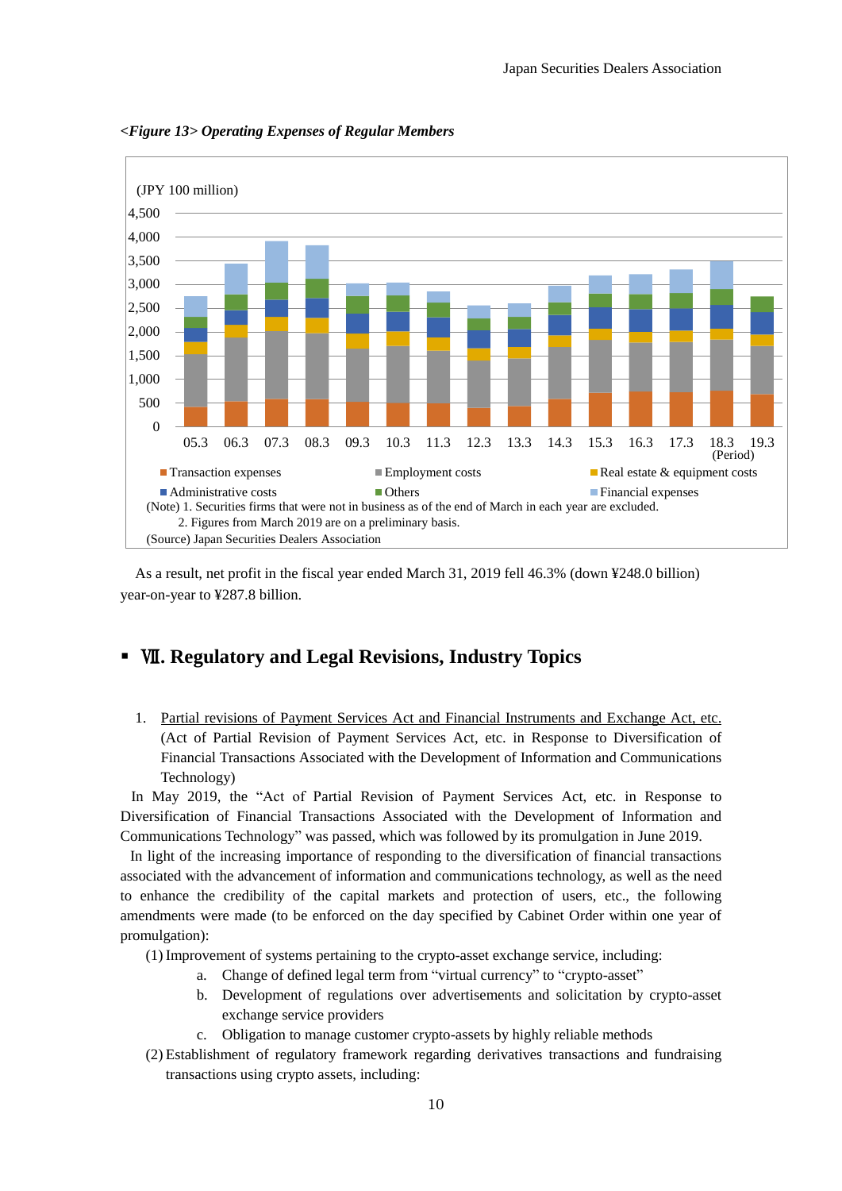*<Figure 13> Operating Expenses of Regular Members*

(JPY 100 million)

Legend: Transaction expenses; Employment costs; Real estate & equipment costs; Administrative costs; Others; Financial expenses

Periods: 05.3, 06.3, 07.3, 08.3, 09.3, 10.3, 11.3, 12.3, 13.3, 14.3, 15.3, 16.3, 17.3, 18.3, 19.3 (Period)

(Note) 1. Securities firms that were not in business as of the end of March in each year are excluded.
2. Figures from March 2019 are on a preliminary basis.

(Source) Japan Securities Dealers Association

As a result, net profit in the fiscal year ended March 31, 2019 fell 46.3% (down ¥248.0 billion) year-on-year to ¥287.8 billion.

## Ⅶ. Regulatory and Legal Revisions, Industry Topics

1. Partial revisions of Payment Services Act and Financial Instruments and Exchange Act, etc. (Act of Partial Revision of Payment Services Act, etc. in Response to Diversification of Financial Transactions Associated with the Development of Information and Communications Technology)

In May 2019, the "Act of Partial Revision of Payment Services Act, etc. in Response to Diversification of Financial Transactions Associated with the Development of Information and Communications Technology" was passed, which was followed by its promulgation in June 2019.

In light of the increasing importance of responding to the diversification of financial transactions associated with the advancement of information and communications technology, as well as the need to enhance the credibility of the capital markets and protection of users, etc., the following amendments were made (to be enforced on the day specified by Cabinet Order within one year of promulgation):

(1) Improvement of systems pertaining to the crypto-asset exchange service, including:

  a. Change of defined legal term from "virtual currency" to "crypto-asset"
  b. Development of regulations over advertisements and solicitation by crypto-asset exchange service providers
  c. Obligation to manage customer crypto-assets by highly reliable methods

(2) Establishment of regulatory framework regarding derivatives transactions and fundraising transactions using crypto assets, including: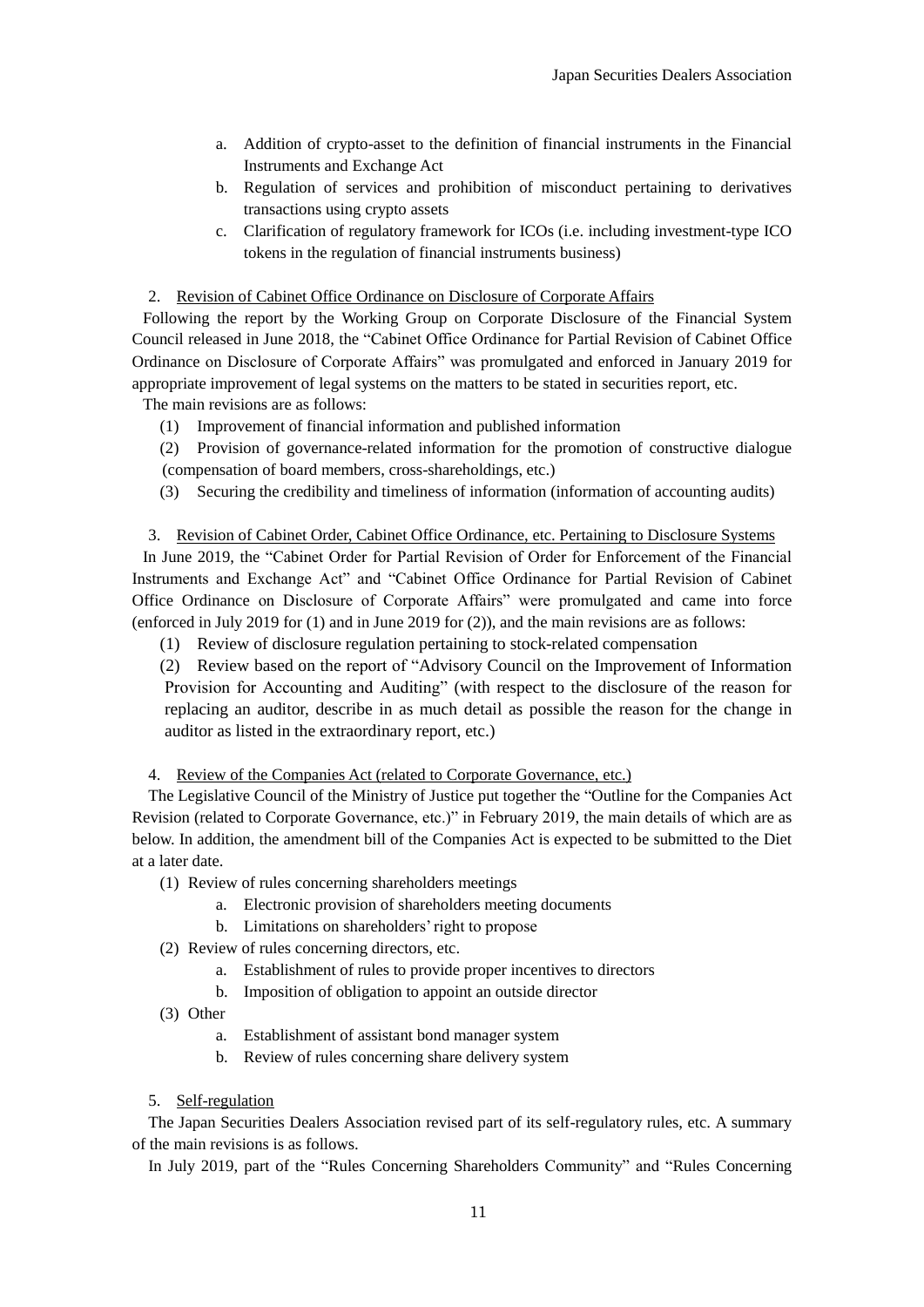a. Addition of crypto-asset to the definition of financial instruments in the Financial Instruments and Exchange Act
b. Regulation of services and prohibition of misconduct pertaining to derivatives transactions using crypto assets
c. Clarification of regulatory framework for ICOs (i.e. including investment-type ICO tokens in the regulation of financial instruments business)

2. Revision of Cabinet Office Ordinance on Disclosure of Corporate Affairs

Following the report by the Working Group on Corporate Disclosure of the Financial System Council released in June 2018, the "Cabinet Office Ordinance for Partial Revision of Cabinet Office Ordinance on Disclosure of Corporate Affairs" was promulgated and enforced in January 2019 for appropriate improvement of legal systems on the matters to be stated in securities report, etc.

The main revisions are as follows:

(1) Improvement of financial information and published information
(2) Provision of governance-related information for the promotion of constructive dialogue (compensation of board members, cross-shareholdings, etc.)
(3) Securing the credibility and timeliness of information (information of accounting audits)

3. Revision of Cabinet Order, Cabinet Office Ordinance, etc. Pertaining to Disclosure Systems

In June 2019, the "Cabinet Order for Partial Revision of Order for Enforcement of the Financial Instruments and Exchange Act" and "Cabinet Office Ordinance for Partial Revision of Cabinet Office Ordinance on Disclosure of Corporate Affairs" were promulgated and came into force (enforced in July 2019 for (1) and in June 2019 for (2)), and the main revisions are as follows:

(1) Review of disclosure regulation pertaining to stock-related compensation
(2) Review based on the report of "Advisory Council on the Improvement of Information Provision for Accounting and Auditing" (with respect to the disclosure of the reason for replacing an auditor, describe in as much detail as possible the reason for the change in auditor as listed in the extraordinary report, etc.)

4. Review of the Companies Act (related to Corporate Governance, etc.)

The Legislative Council of the Ministry of Justice put together the "Outline for the Companies Act Revision (related to Corporate Governance, etc.)" in February 2019, the main details of which are as below. In addition, the amendment bill of the Companies Act is expected to be submitted to the Diet at a later date.

(1) Review of rules concerning shareholders meetings
  a. Electronic provision of shareholders meeting documents
  b. Limitations on shareholders' right to propose
(2) Review of rules concerning directors, etc.
  a. Establishment of rules to provide proper incentives to directors
  b. Imposition of obligation to appoint an outside director
(3) Other
  a. Establishment of assistant bond manager system
  b. Review of rules concerning share delivery system

5. Self-regulation

The Japan Securities Dealers Association revised part of its self-regulatory rules, etc. A summary of the main revisions is as follows.

In July 2019, part of the "Rules Concerning Shareholders Community" and "Rules Concerning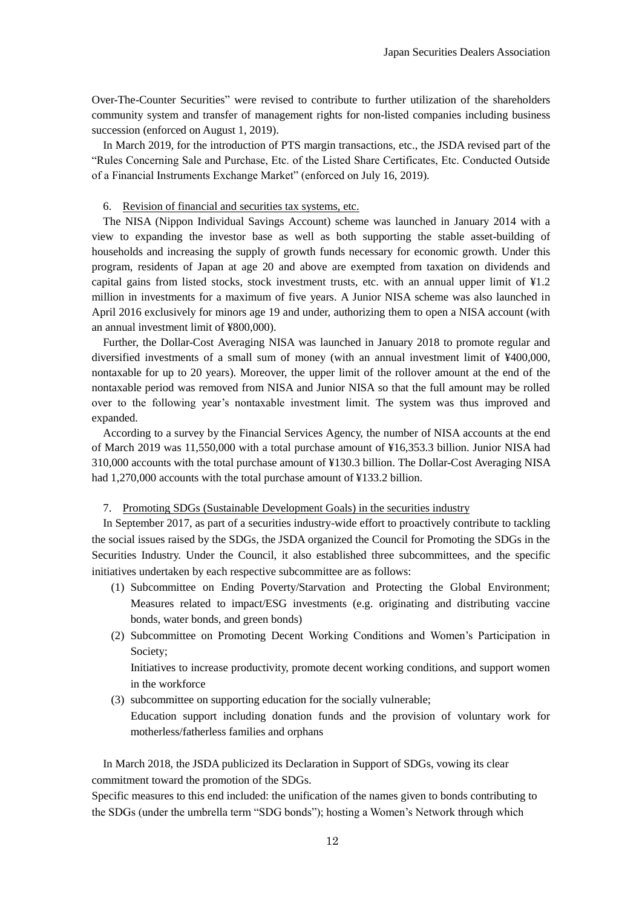Over-The-Counter Securities" were revised to contribute to further utilization of the shareholders community system and transfer of management rights for non-listed companies including business succession (enforced on August 1, 2019).

In March 2019, for the introduction of PTS margin transactions, etc., the JSDA revised part of the "Rules Concerning Sale and Purchase, Etc. of the Listed Share Certificates, Etc. Conducted Outside of a Financial Instruments Exchange Market" (enforced on July 16, 2019).

6. Revision of financial and securities tax systems, etc.

The NISA (Nippon Individual Savings Account) scheme was launched in January 2014 with a view to expanding the investor base as well as both supporting the stable asset-building of households and increasing the supply of growth funds necessary for economic growth. Under this program, residents of Japan at age 20 and above are exempted from taxation on dividends and capital gains from listed stocks, stock investment trusts, etc. with an annual upper limit of ¥1.2 million in investments for a maximum of five years. A Junior NISA scheme was also launched in April 2016 exclusively for minors age 19 and under, authorizing them to open a NISA account (with an annual investment limit of ¥800,000).

Further, the Dollar-Cost Averaging NISA was launched in January 2018 to promote regular and diversified investments of a small sum of money (with an annual investment limit of ¥400,000, nontaxable for up to 20 years). Moreover, the upper limit of the rollover amount at the end of the nontaxable period was removed from NISA and Junior NISA so that the full amount may be rolled over to the following year's nontaxable investment limit. The system was thus improved and expanded.

According to a survey by the Financial Services Agency, the number of NISA accounts at the end of March 2019 was 11,550,000 with a total purchase amount of ¥16,353.3 billion. Junior NISA had 310,000 accounts with the total purchase amount of ¥130.3 billion. The Dollar-Cost Averaging NISA had 1,270,000 accounts with the total purchase amount of ¥133.2 billion.

7. Promoting SDGs (Sustainable Development Goals) in the securities industry

In September 2017, as part of a securities industry-wide effort to proactively contribute to tackling the social issues raised by the SDGs, the JSDA organized the Council for Promoting the SDGs in the Securities Industry. Under the Council, it also established three subcommittees, and the specific initiatives undertaken by each respective subcommittee are as follows:

(1) Subcommittee on Ending Poverty/Starvation and Protecting the Global Environment; Measures related to impact/ESG investments (e.g. originating and distributing vaccine bonds, water bonds, and green bonds)

(2) Subcommittee on Promoting Decent Working Conditions and Women's Participation in Society;
Initiatives to increase productivity, promote decent working conditions, and support women in the workforce

(3) subcommittee on supporting education for the socially vulnerable;
Education support including donation funds and the provision of voluntary work for motherless/fatherless families and orphans

In March 2018, the JSDA publicized its Declaration in Support of SDGs, vowing its clear commitment toward the promotion of the SDGs.

Specific measures to this end included: the unification of the names given to bonds contributing to the SDGs (under the umbrella term "SDG bonds"); hosting a Women's Network through which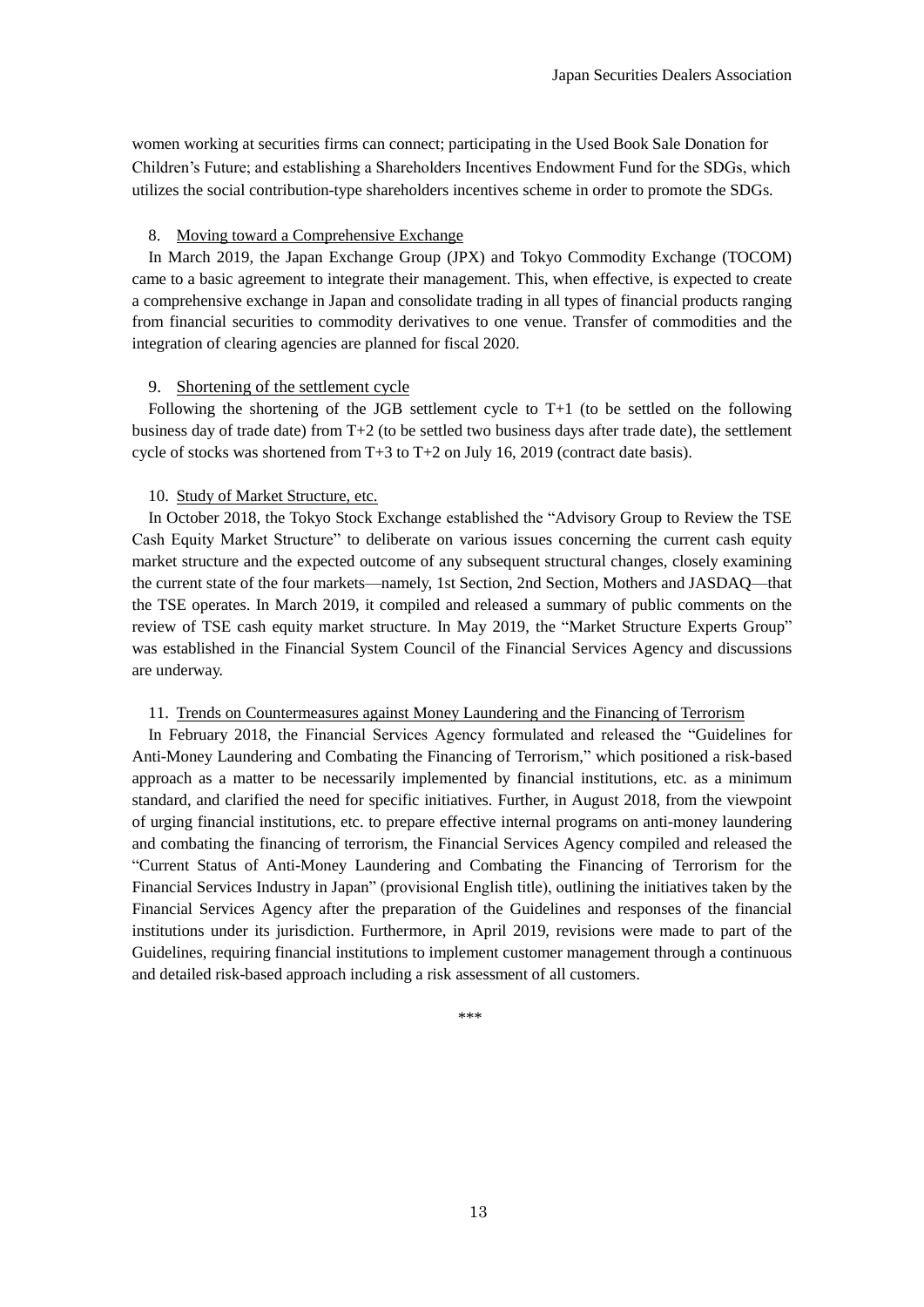women working at securities firms can connect; participating in the Used Book Sale Donation for Children's Future; and establishing a Shareholders Incentives Endowment Fund for the SDGs, which utilizes the social contribution-type shareholders incentives scheme in order to promote the SDGs.

### 8. Moving toward a Comprehensive Exchange

In March 2019, the Japan Exchange Group (JPX) and Tokyo Commodity Exchange (TOCOM) came to a basic agreement to integrate their management. This, when effective, is expected to create a comprehensive exchange in Japan and consolidate trading in all types of financial products ranging from financial securities to commodity derivatives to one venue. Transfer of commodities and the integration of clearing agencies are planned for fiscal 2020.

### 9. Shortening of the settlement cycle

Following the shortening of the JGB settlement cycle to T+1 (to be settled on the following business day of trade date) from T+2 (to be settled two business days after trade date), the settlement cycle of stocks was shortened from T+3 to T+2 on July 16, 2019 (contract date basis).

### 10. Study of Market Structure, etc.

In October 2018, the Tokyo Stock Exchange established the "Advisory Group to Review the TSE Cash Equity Market Structure" to deliberate on various issues concerning the current cash equity market structure and the expected outcome of any subsequent structural changes, closely examining the current state of the four markets—namely, 1st Section, 2nd Section, Mothers and JASDAQ—that the TSE operates. In March 2019, it compiled and released a summary of public comments on the review of TSE cash equity market structure. In May 2019, the "Market Structure Experts Group" was established in the Financial System Council of the Financial Services Agency and discussions are underway.

### 11. Trends on Countermeasures against Money Laundering and the Financing of Terrorism

In February 2018, the Financial Services Agency formulated and released the "Guidelines for Anti-Money Laundering and Combating the Financing of Terrorism," which positioned a risk-based approach as a matter to be necessarily implemented by financial institutions, etc. as a minimum standard, and clarified the need for specific initiatives. Further, in August 2018, from the viewpoint of urging financial institutions, etc. to prepare effective internal programs on anti-money laundering and combating the financing of terrorism, the Financial Services Agency compiled and released the "Current Status of Anti-Money Laundering and Combating the Financing of Terrorism for the Financial Services Industry in Japan" (provisional English title), outlining the initiatives taken by the Financial Services Agency after the preparation of the Guidelines and responses of the financial institutions under its jurisdiction. Furthermore, in April 2019, revisions were made to part of the Guidelines, requiring financial institutions to implement customer management through a continuous and detailed risk-based approach including a risk assessment of all customers.

***